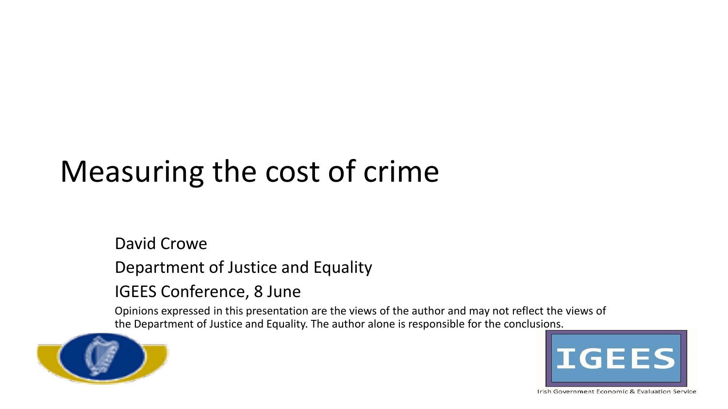# Measuring the cost of crime

David Crowe

Department of Justice and Equality

IGEES Conference, 8 June

Opinions expressed in this presentation are the views of the author and may not reflect the views of the Department of Justice and Equality. The author alone is responsible for the conclusions.

IGEES

Irish Government Economic & Evaluation Service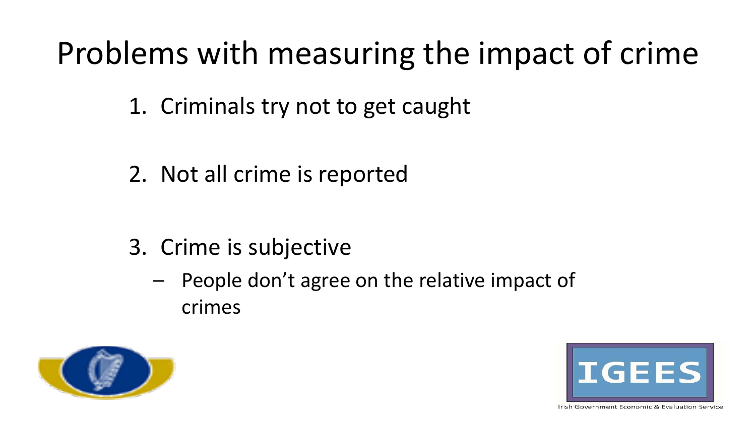# Problems with measuring the impact of crime

1. Criminals try not to get caught
2. Not all crime is reported
3. Crime is subjective
   - People don't agree on the relative impact of crimes

IGEES

Irish Government Economic & Evaluation Service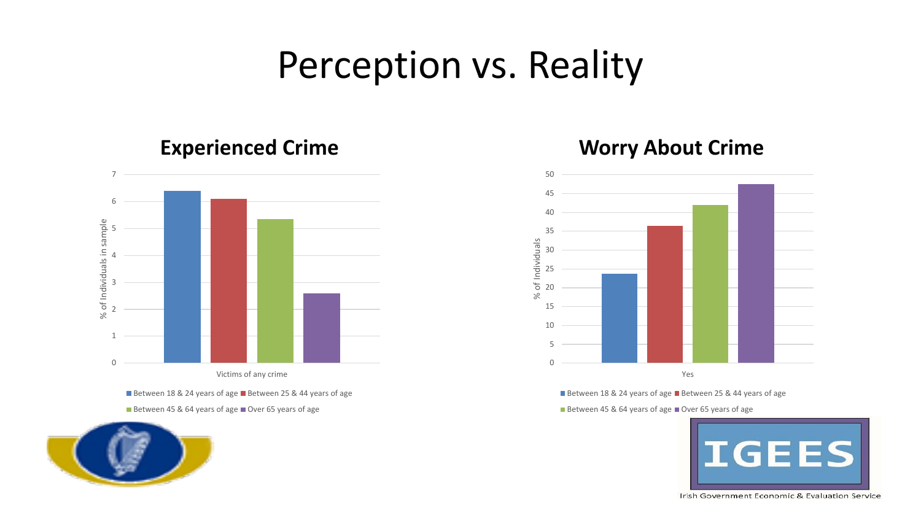# Perception vs. Reality

## Experienced Crime

7
6
5
4
3
2
1
0

% of Individuals in sample

Victims of any crime

Between 18 & 24 years of age, Between 25 & 44 years of age, Between 45 & 64 years of age, Over 65 years of age

## Worry About Crime

50
45
40
35
30
25
20
15
10
5
0

% of Individuals

Yes

Between 18 & 24 years of age, Between 25 & 44 years of age, Between 45 & 64 years of age, Over 65 years of age

IGEES

Irish Government Economic & Evaluation Service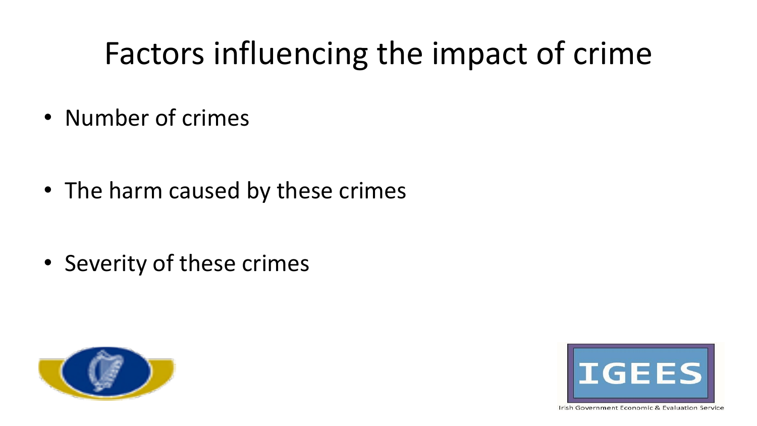# Factors influencing the impact of crime

- Number of crimes
- The harm caused by these crimes
- Severity of these crimes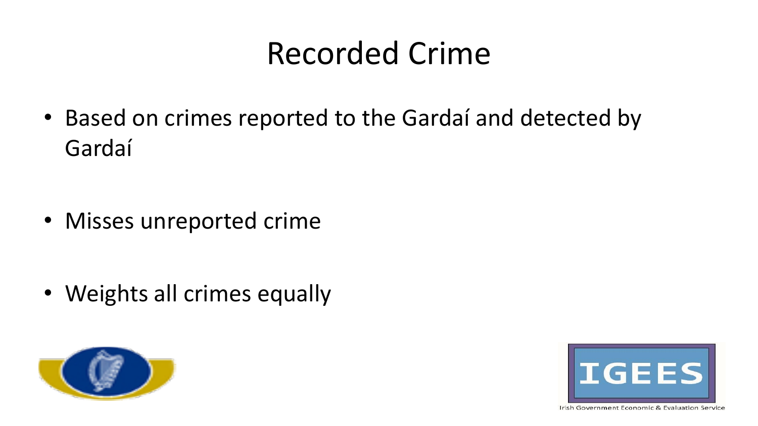# Recorded Crime

- Based on crimes reported to the Gardaí and detected by Gardaí
- Misses unreported crime
- Weights all crimes equally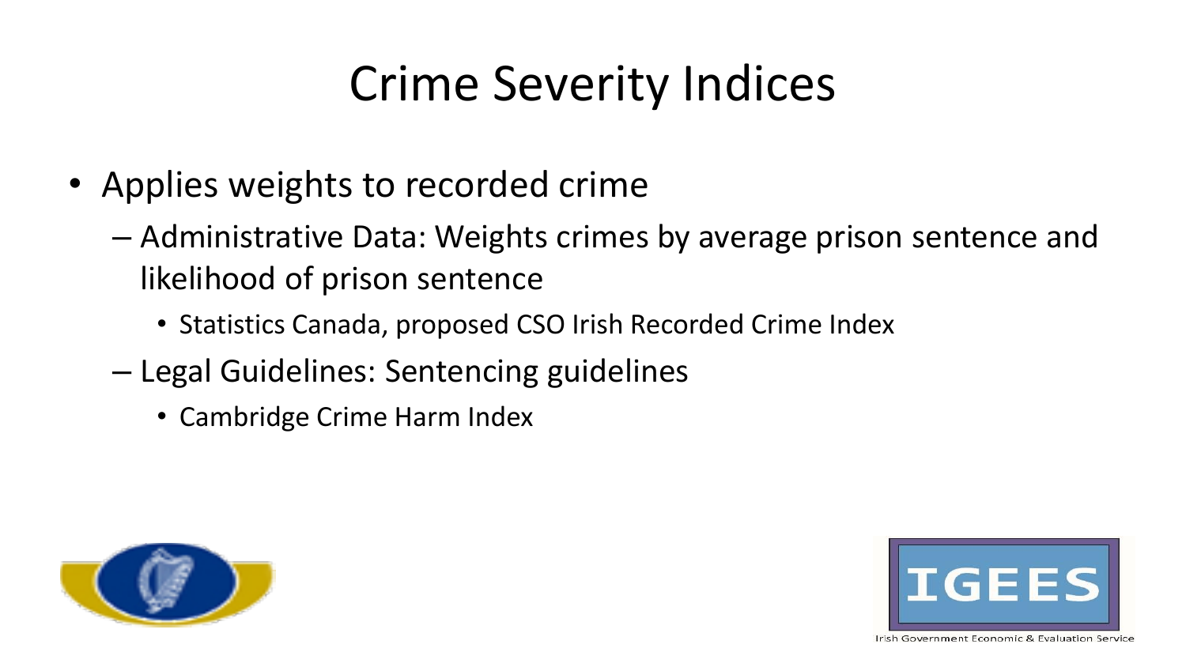# Crime Severity Indices

- Applies weights to recorded crime
  - Administrative Data: Weights crimes by average prison sentence and likelihood of prison sentence
    - Statistics Canada, proposed CSO Irish Recorded Crime Index
  - Legal Guidelines: Sentencing guidelines
    - Cambridge Crime Harm Index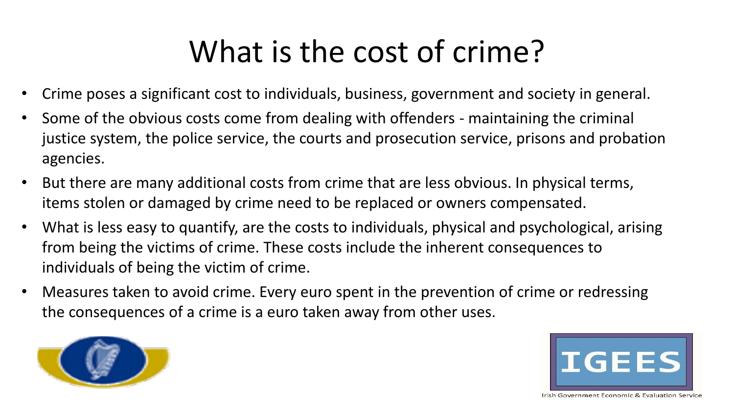# What is the cost of crime?

- Crime poses a significant cost to individuals, business, government and society in general.
- Some of the obvious costs come from dealing with offenders - maintaining the criminal justice system, the police service, the courts and prosecution service, prisons and probation agencies.
- But there are many additional costs from crime that are less obvious. In physical terms, items stolen or damaged by crime need to be replaced or owners compensated.
- What is less easy to quantify, are the costs to individuals, physical and psychological, arising from being the victims of crime. These costs include the inherent consequences to individuals of being the victim of crime.
- Measures taken to avoid crime. Every euro spent in the prevention of crime or redressing the consequences of a crime is a euro taken away from other uses.

IGEES

Irish Government Economic & Evaluation Service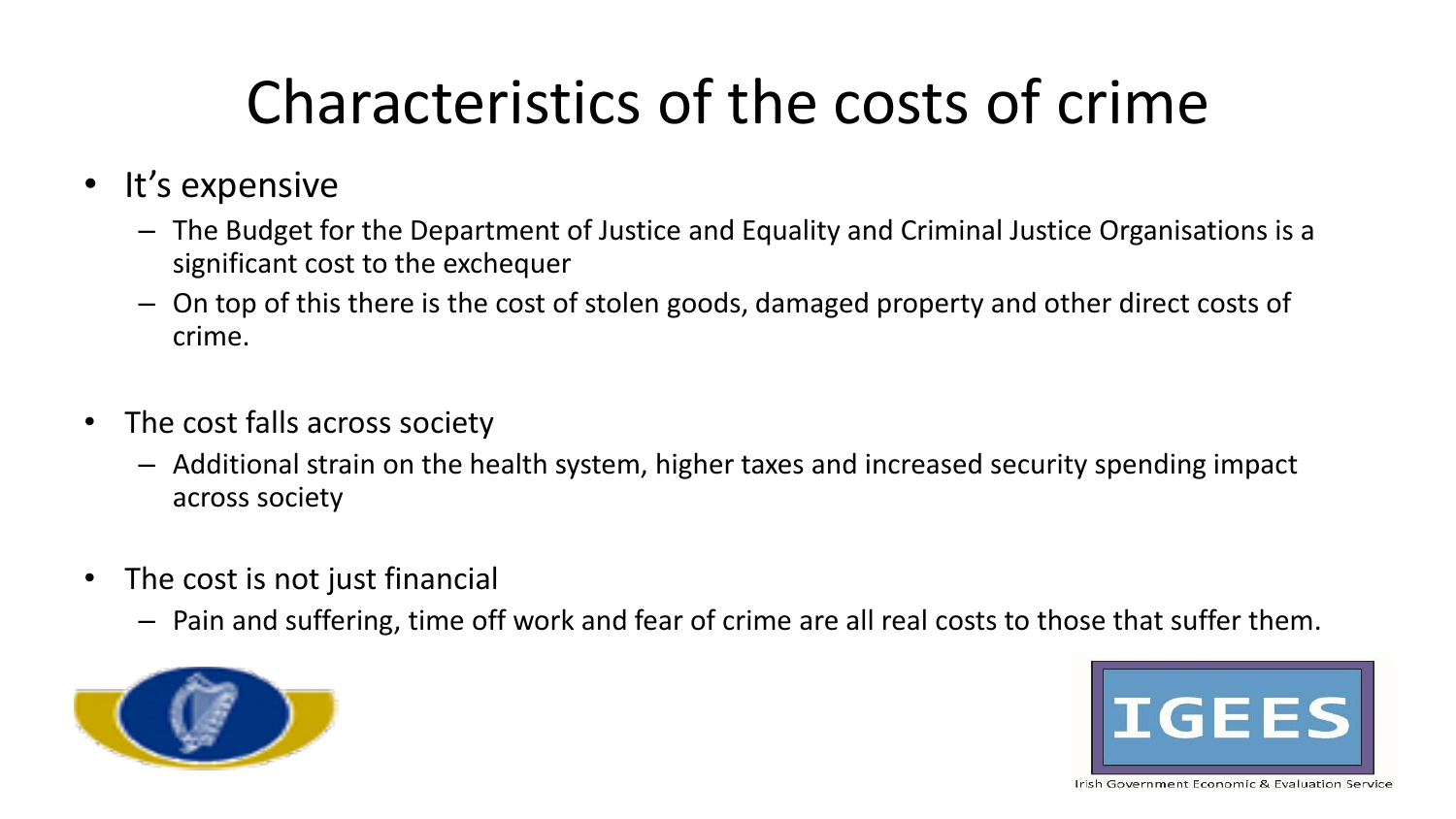# Characteristics of the costs of crime

- It's expensive
  - The Budget for the Department of Justice and Equality and Criminal Justice Organisations is a significant cost to the exchequer
  - On top of this there is the cost of stolen goods, damaged property and other direct costs of crime.

- The cost falls across society
  - Additional strain on the health system, higher taxes and increased security spending impact across society

- The cost is not just financial
  - Pain and suffering, time off work and fear of crime are all real costs to those that suffer them.

IGEES

Irish Government Economic & Evaluation Service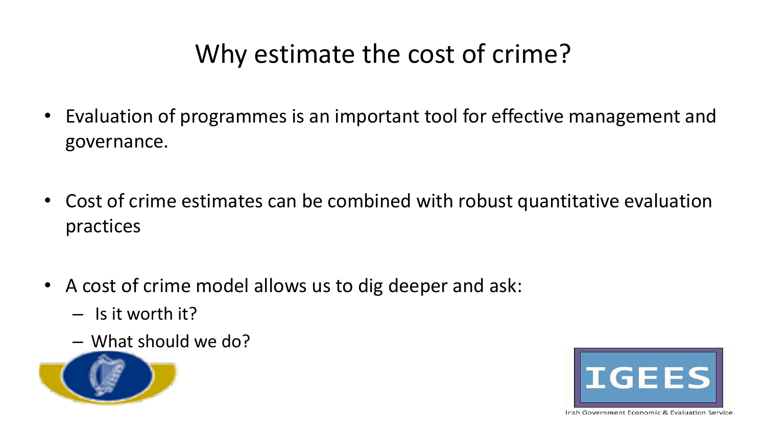# Why estimate the cost of crime?

- Evaluation of programmes is an important tool for effective management and governance.

- Cost of crime estimates can be combined with robust quantitative evaluation practices

- A cost of crime model allows us to dig deeper and ask:
  - Is it worth it?
  - What should we do?

IGEES

Irish Government Economic & Evaluation Service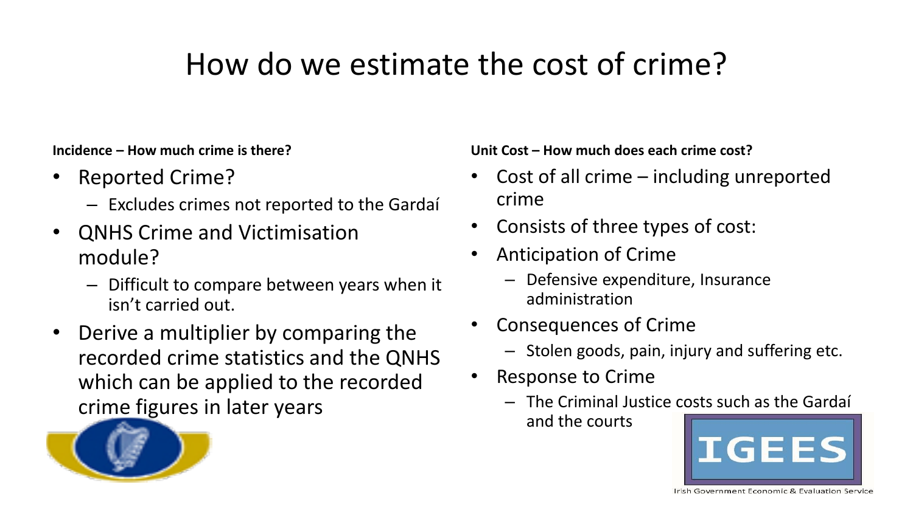# How do we estimate the cost of crime?

**Incidence – How much crime is there?**

- Reported Crime?
  - Excludes crimes not reported to the Gardaí
- QNHS Crime and Victimisation module?
  - Difficult to compare between years when it isn't carried out.
- Derive a multiplier by comparing the recorded crime statistics and the QNHS which can be applied to the recorded crime figures in later years

**Unit Cost – How much does each crime cost?**

- Cost of all crime – including unreported crime
- Consists of three types of cost:
- Anticipation of Crime
  - Defensive expenditure, Insurance administration
- Consequences of Crime
  - Stolen goods, pain, injury and suffering etc.
- Response to Crime
  - The Criminal Justice costs such as the Gardaí and the courts

IGEES

Irish Government Economic & Evaluation Service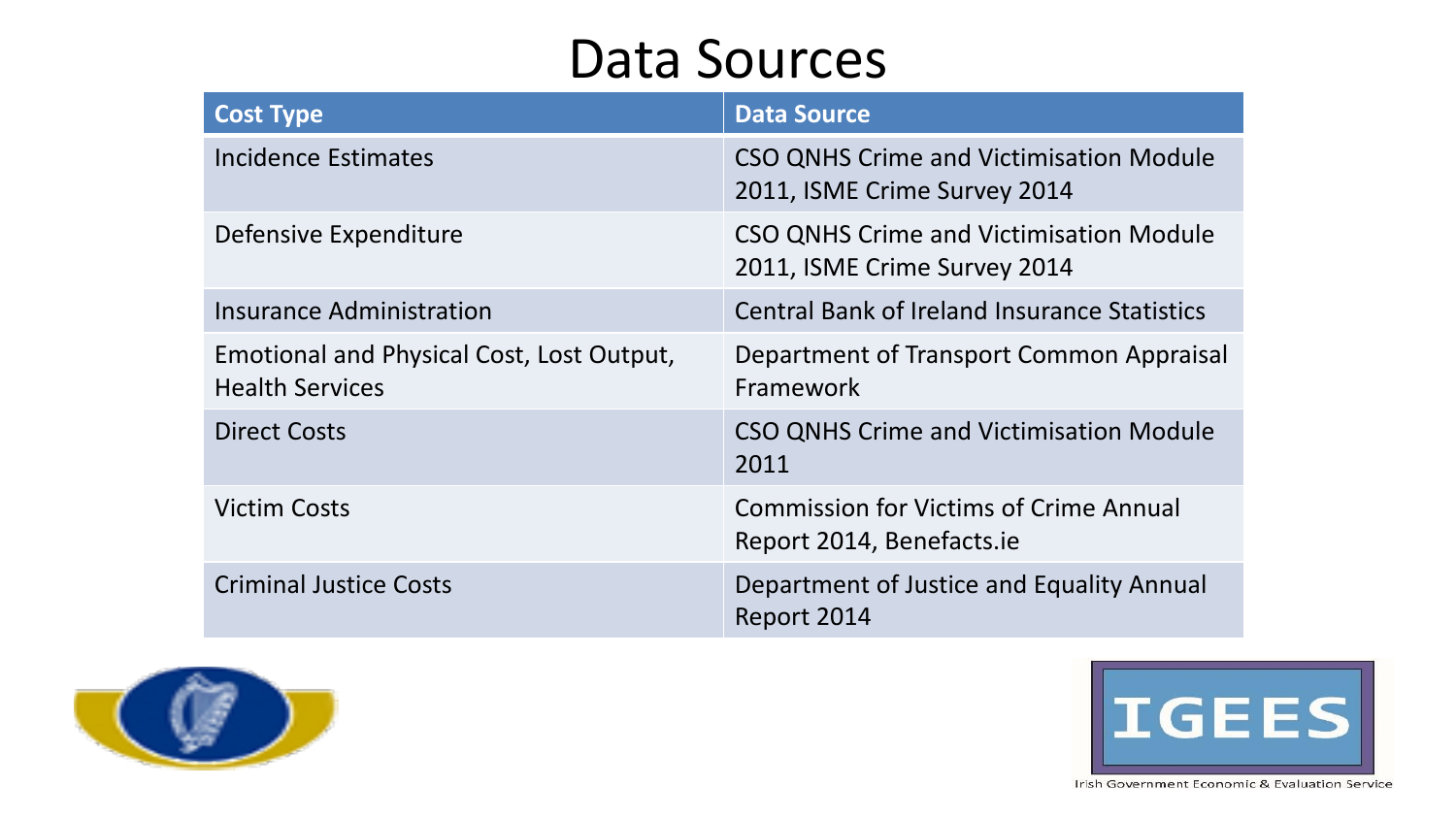# Data Sources

| Cost Type | Data Source |
|---|---|
| Incidence Estimates | CSO QNHS Crime and Victimisation Module 2011, ISME Crime Survey 2014 |
| Defensive Expenditure | CSO QNHS Crime and Victimisation Module 2011, ISME Crime Survey 2014 |
| Insurance Administration | Central Bank of Ireland Insurance Statistics |
| Emotional and Physical Cost, Lost Output, Health Services | Department of Transport Common Appraisal Framework |
| Direct Costs | CSO QNHS Crime and Victimisation Module 2011 |
| Victim Costs | Commission for Victims of Crime Annual Report 2014, Benefacts.ie |
| Criminal Justice Costs | Department of Justice and Equality Annual Report 2014 |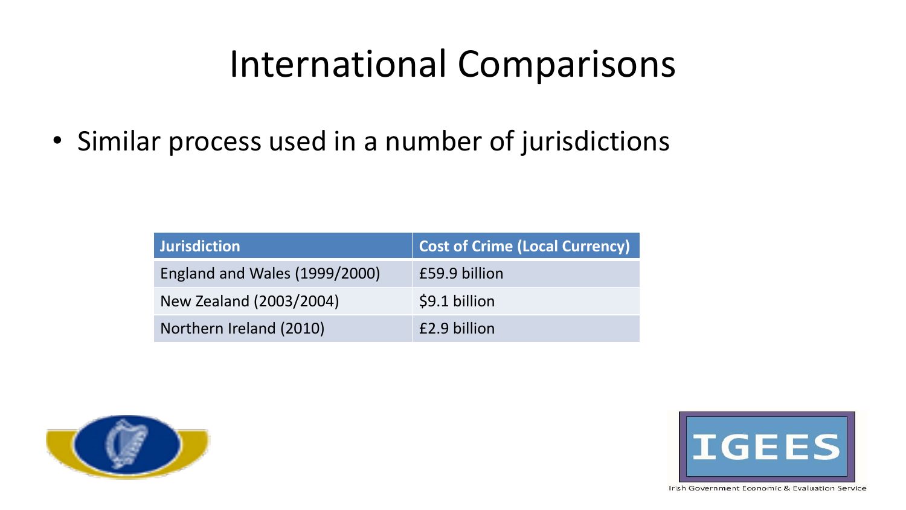# International Comparisons

- Similar process used in a number of jurisdictions

| Jurisdiction | Cost of Crime (Local Currency) |
| --- | --- |
| England and Wales (1999/2000) | £59.9 billion |
| New Zealand (2003/2004) | $9.1 billion |
| Northern Ireland (2010) | £2.9 billion |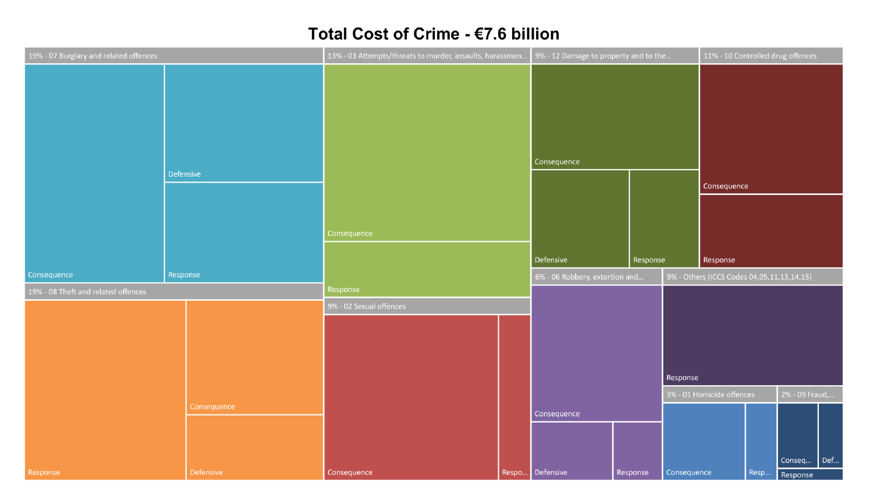# Total Cost of Crime - €7.6 billion

19% - 07 Burglary and related offences
- Consequence
- Defensive
- Response

19% - 08 Theft and related offences
- Response
- Consequence
- Defensive

13% - 03 Attempts/threats to murder, assaults, harassmen...
- Consequence
- Response

9% - 02 Sexual offences
- Consequence
- Respo...

9% - 12 Damage to property and to the...
- Consequence
- Defensive
- Response

11% - 10 Controlled drug offences
- Consequence
- Response

6% - 06 Robbery, extortion and...
- Consequence
- Defensive
- Response

9% - Others (ICCS Codes 04,05,11,13,14,15)
- Response

3% - 01 Homicide offences
- Consequence
- Resp...

2% - 09 Fraud,...
- Conseq...
- Def...
- Response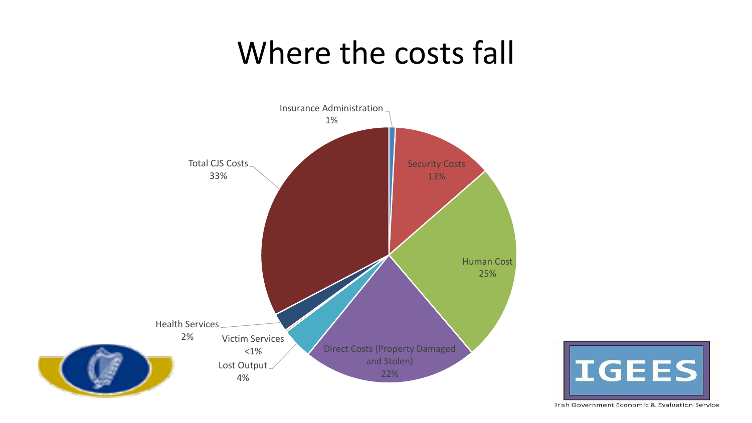# Where the costs fall

Insurance Administration 1%

Security Costs 13%

Human Cost 25%

Direct Costs (Property Damaged and Stolen) 22%

Lost Output 4%

Victim Services <1%

Health Services 2%

Total CJS Costs 33%

Irish Government Economic & Evaluation Service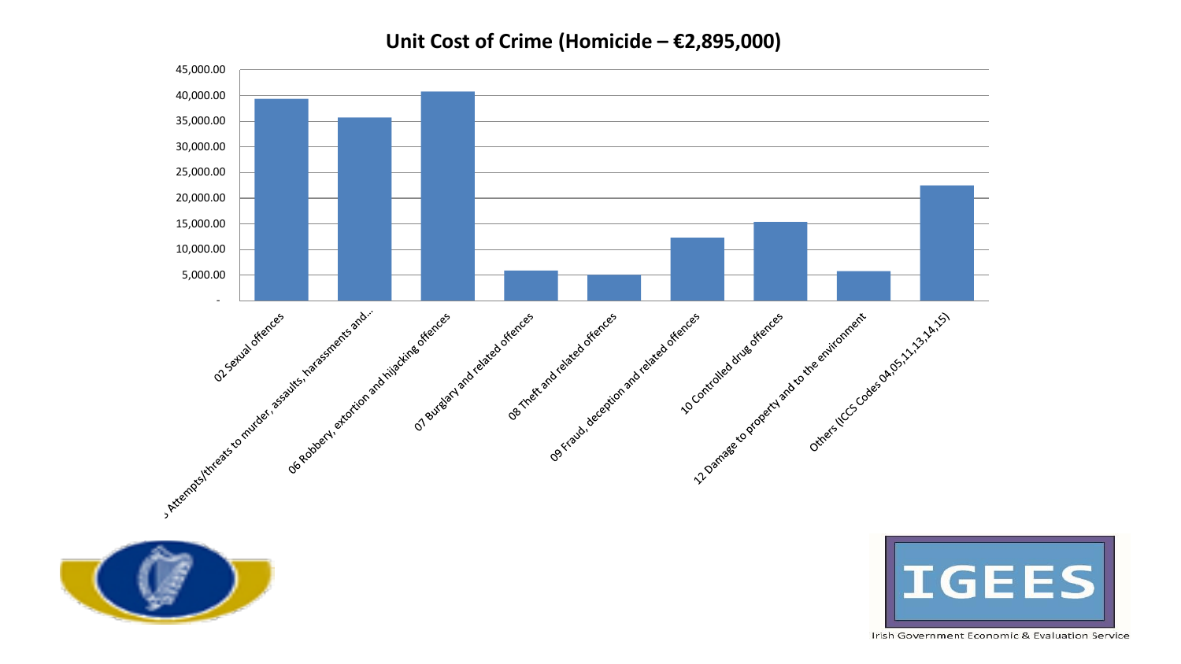## Unit Cost of Crime (Homicide – €2,895,000)

| Category | Unit Cost (€) |
|---|---|
| 02 Sexual offences | ~39,000 |
| 03 Attempts/threats to murder, assaults, harassments and... | ~36,000 |
| 06 Robbery, extortion and hijacking offences | ~41,000 |
| 07 Burglary and related offences | ~6,000 |
| 08 Theft and related offences | ~5,000 |
| 09 Fraud, deception and related offences | ~12,000 |
| 10 Controlled drug offences | ~15,000 |
| 12 Damage to property and to the environment | ~6,000 |
| Others (ICCS Codes 04,05,11,13,14,15) | ~22,000 |

Irish Government Economic & Evaluation Service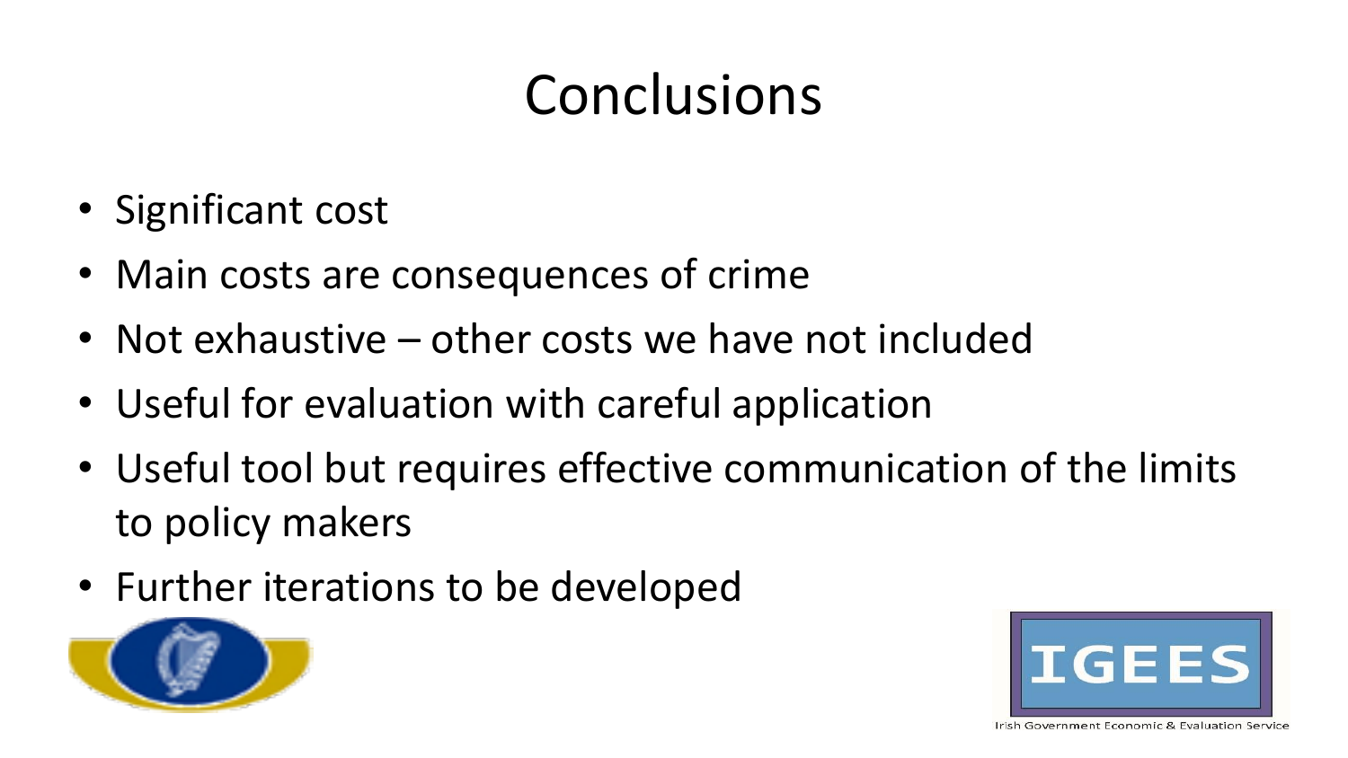# Conclusions

- Significant cost
- Main costs are consequences of crime
- Not exhaustive – other costs we have not included
- Useful for evaluation with careful application
- Useful tool but requires effective communication of the limits to policy makers
- Further iterations to be developed

IGEES

Irish Government Economic & Evaluation Service